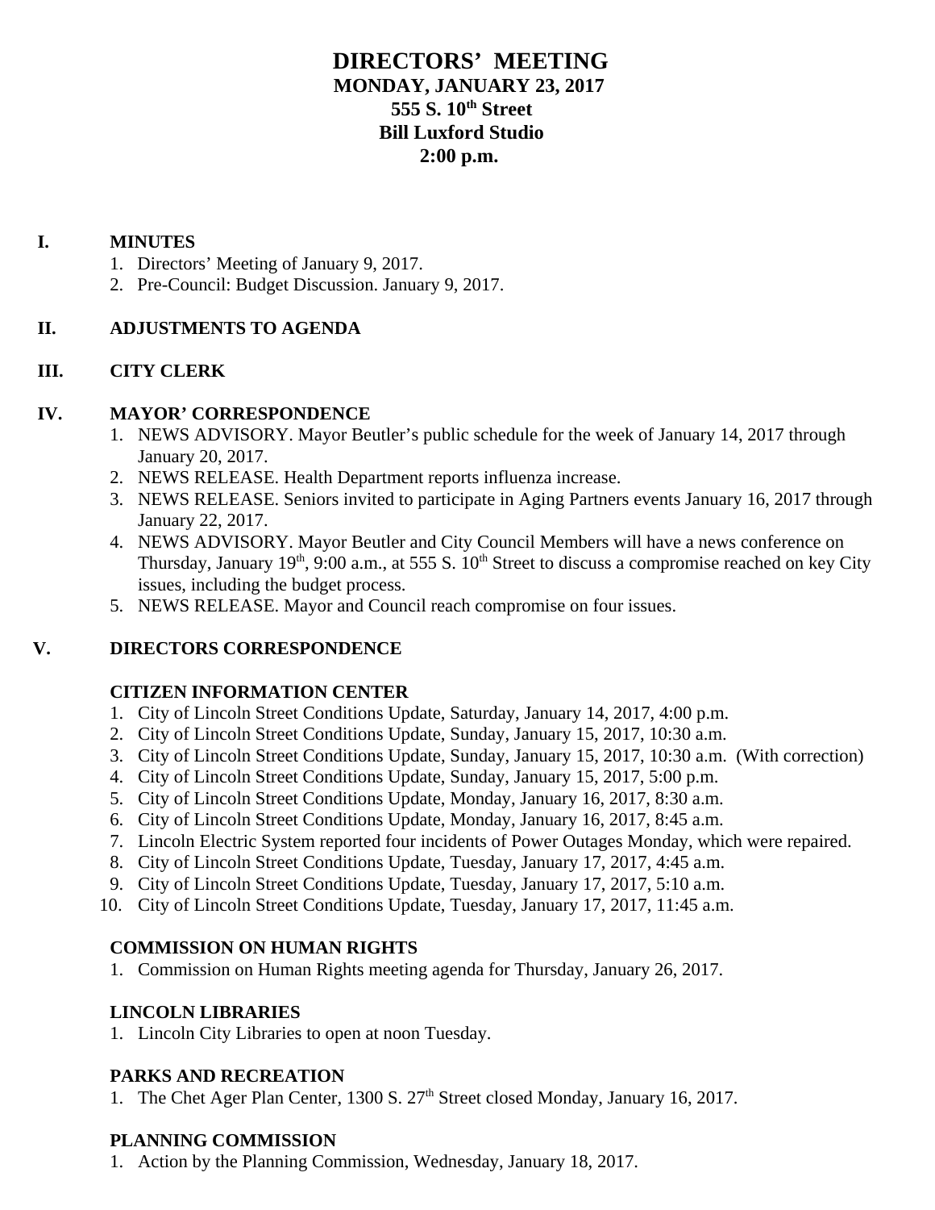# DIRECTORS' MEETING
## MONDAY, JANUARY 23, 2017
## 555 S. 10th Street
## Bill Luxford Studio
## 2:00 p.m.

**I. MINUTES**

1. Directors' Meeting of January 9, 2017.
2. Pre-Council: Budget Discussion. January 9, 2017.

**II. ADJUSTMENTS TO AGENDA**

**III. CITY CLERK**

**IV. MAYOR' CORRESPONDENCE**

1. NEWS ADVISORY. Mayor Beutler's public schedule for the week of January 14, 2017 through January 20, 2017.
2. NEWS RELEASE. Health Department reports influenza increase.
3. NEWS RELEASE. Seniors invited to participate in Aging Partners events January 16, 2017 through January 22, 2017.
4. NEWS ADVISORY. Mayor Beutler and City Council Members will have a news conference on Thursday, January 19th, 9:00 a.m., at 555 S. 10th Street to discuss a compromise reached on key City issues, including the budget process.
5. NEWS RELEASE. Mayor and Council reach compromise on four issues.

**V. DIRECTORS CORRESPONDENCE**

**CITIZEN INFORMATION CENTER**

1. City of Lincoln Street Conditions Update, Saturday, January 14, 2017, 4:00 p.m.
2. City of Lincoln Street Conditions Update, Sunday, January 15, 2017, 10:30 a.m.
3. City of Lincoln Street Conditions Update, Sunday, January 15, 2017, 10:30 a.m. (With correction)
4. City of Lincoln Street Conditions Update, Sunday, January 15, 2017, 5:00 p.m.
5. City of Lincoln Street Conditions Update, Monday, January 16, 2017, 8:30 a.m.
6. City of Lincoln Street Conditions Update, Monday, January 16, 2017, 8:45 a.m.
7. Lincoln Electric System reported four incidents of Power Outages Monday, which were repaired.
8. City of Lincoln Street Conditions Update, Tuesday, January 17, 2017, 4:45 a.m.
9. City of Lincoln Street Conditions Update, Tuesday, January 17, 2017, 5:10 a.m.
10. City of Lincoln Street Conditions Update, Tuesday, January 17, 2017, 11:45 a.m.

**COMMISSION ON HUMAN RIGHTS**

1. Commission on Human Rights meeting agenda for Thursday, January 26, 2017.

**LINCOLN LIBRARIES**

1. Lincoln City Libraries to open at noon Tuesday.

**PARKS AND RECREATION**

1. The Chet Ager Plan Center, 1300 S. 27th Street closed Monday, January 16, 2017.

**PLANNING COMMISSION**

1. Action by the Planning Commission, Wednesday, January 18, 2017.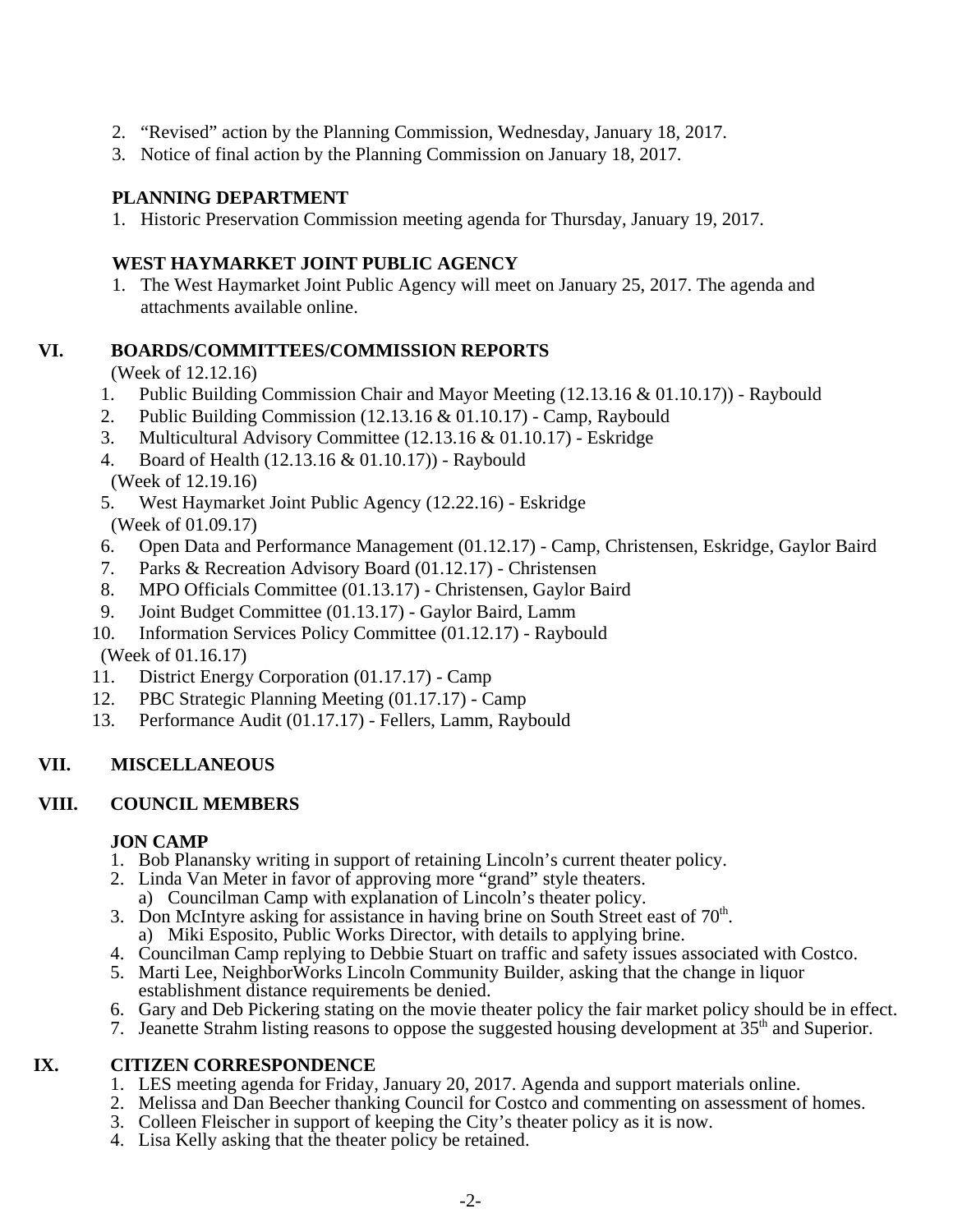2. “Revised” action by the Planning Commission, Wednesday, January 18, 2017.
3. Notice of final action by the Planning Commission on January 18, 2017.

**PLANNING DEPARTMENT**

1. Historic Preservation Commission meeting agenda for Thursday, January 19, 2017.

**WEST HAYMARKET JOINT PUBLIC AGENCY**

1. The West Haymarket Joint Public Agency will meet on January 25, 2017. The agenda and attachments available online.

## VI. BOARDS/COMMITTEES/COMMISSION REPORTS

(Week of 12.12.16)

1. Public Building Commission Chair and Mayor Meeting (12.13.16 & 01.10.17)) - Raybould
2. Public Building Commission (12.13.16 & 01.10.17) - Camp, Raybould
3. Multicultural Advisory Committee (12.13.16 & 01.10.17) - Eskridge
4. Board of Health (12.13.16 & 01.10.17)) - Raybould

(Week of 12.19.16)

5. West Haymarket Joint Public Agency (12.22.16) - Eskridge

(Week of 01.09.17)

6. Open Data and Performance Management (01.12.17) - Camp, Christensen, Eskridge, Gaylor Baird
7. Parks & Recreation Advisory Board (01.12.17) - Christensen
8. MPO Officials Committee (01.13.17) - Christensen, Gaylor Baird
9. Joint Budget Committee (01.13.17) - Gaylor Baird, Lamm
10. Information Services Policy Committee (01.12.17) - Raybould

(Week of 01.16.17)

11. District Energy Corporation (01.17.17) - Camp
12. PBC Strategic Planning Meeting (01.17.17) - Camp
13. Performance Audit (01.17.17) - Fellers, Lamm, Raybould

## VII. MISCELLANEOUS

## VIII. COUNCIL MEMBERS

**JON CAMP**

1. Bob Planansky writing in support of retaining Lincoln’s current theater policy.
2. Linda Van Meter in favor of approving more “grand” style theaters.
   a) Councilman Camp with explanation of Lincoln’s theater policy.
3. Don McIntyre asking for assistance in having brine on South Street east of 70th.
   a) Miki Esposito, Public Works Director, with details to applying brine.
4. Councilman Camp replying to Debbie Stuart on traffic and safety issues associated with Costco.
5. Marti Lee, NeighborWorks Lincoln Community Builder, asking that the change in liquor establishment distance requirements be denied.
6. Gary and Deb Pickering stating on the movie theater policy the fair market policy should be in effect.
7. Jeanette Strahm listing reasons to oppose the suggested housing development at 35th and Superior.

## IX. CITIZEN CORRESPONDENCE

1. LES meeting agenda for Friday, January 20, 2017. Agenda and support materials online.
2. Melissa and Dan Beecher thanking Council for Costco and commenting on assessment of homes.
3. Colleen Fleischer in support of keeping the City’s theater policy as it is now.
4. Lisa Kelly asking that the theater policy be retained.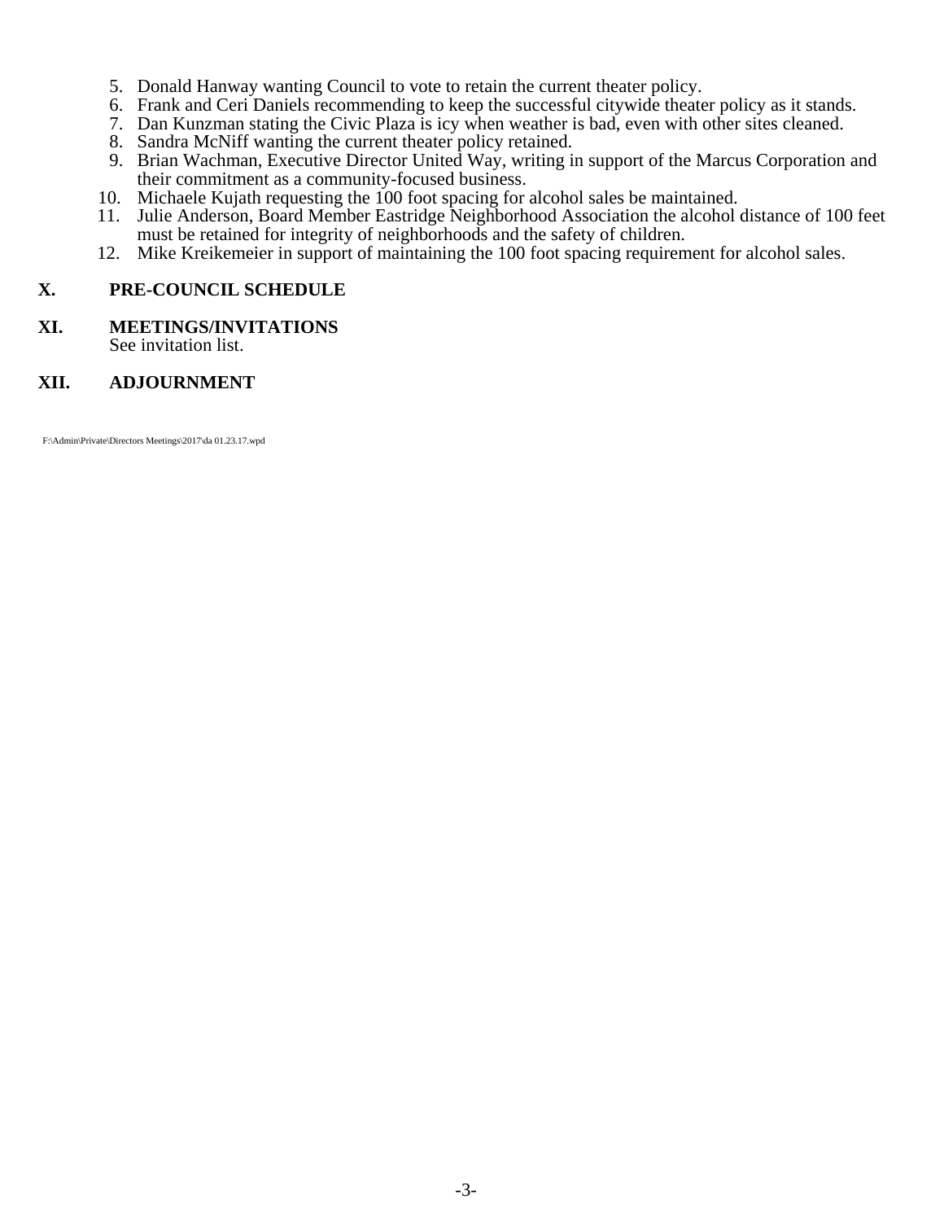5. Donald Hanway wanting Council to vote to retain the current theater policy.
6. Frank and Ceri Daniels recommending to keep the successful citywide theater policy as it stands.
7. Dan Kunzman stating the Civic Plaza is icy when weather is bad, even with other sites cleaned.
8. Sandra McNiff wanting the current theater policy retained.
9. Brian Wachman, Executive Director United Way, writing in support of the Marcus Corporation and their commitment as a community-focused business.
10. Michaele Kujath requesting the 100 foot spacing for alcohol sales be maintained.
11. Julie Anderson, Board Member Eastridge Neighborhood Association the alcohol distance of 100 feet must be retained for integrity of neighborhoods and the safety of children.
12. Mike Kreikemeier in support of maintaining the 100 foot spacing requirement for alcohol sales.

## X. PRE-COUNCIL SCHEDULE

## XI. MEETINGS/INVITATIONS

See invitation list.

## XII. ADJOURNMENT

F:\Admin\Private\Directors Meetings\2017\da 01.23.17.wpd